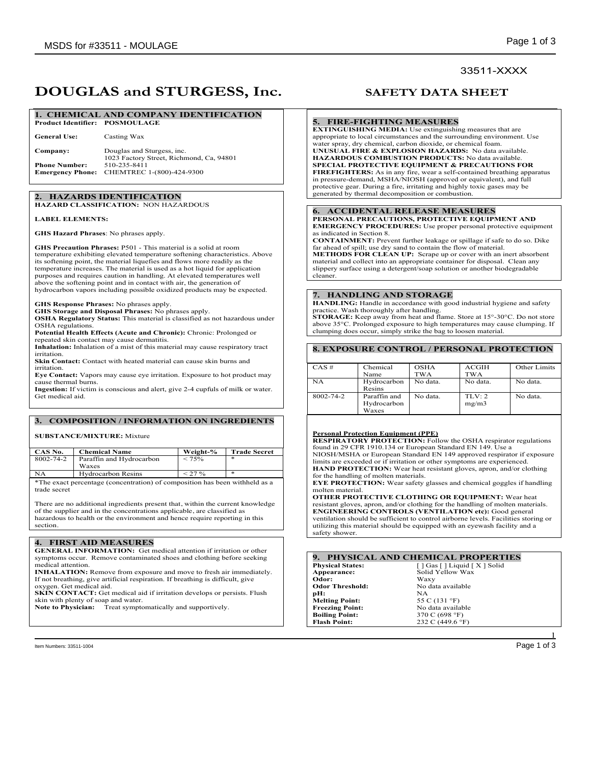33511-XXXX

# DOUGLAS and STURGESS, Inc.

# SAFETY DATA SHEET

## 1. CHEMICAL AND COMPANY IDENTIFICATION

**Product Identifier: POSMOULAGE**

**General Use:** Casting Wax

**Company:** Douglas and Sturgess, inc.
1023 Factory Street, Richmond, Ca, 94801

**Phone Number:** 510-235-8411

**Emergency Phone:** CHEMTREC 1-(800)-424-9300

## 2. HAZARDS IDENTIFICATION

**HAZARD CLASSIFICATION:** NON HAZARDOUS

**LABEL ELEMENTS:**

**GHS Hazard Phrases**: No phrases apply.

**GHS Precaution Phrases:** P501 - This material is a solid at room temperature exhibiting elevated temperature softening characteristics. Above its softening point, the material liquefies and flows more readily as the temperature increases. The material is used as a hot liquid for application purposes and requires caution in handling. At elevated temperatures well above the softening point and in contact with air, the generation of hydrocarbon vapors including possible oxidized products may be expected.

**GHS Response Phrases:** No phrases apply.
**GHS Storage and Disposal Phrases:** No phrases apply.
**OSHA Regulatory Status:** This material is classified as not hazardous under OSHA regulations.
**Potential Health Effects (Acute and Chronic):** Chronic: Prolonged or repeated skin contact may cause dermatitis.
**Inhalation:** Inhalation of a mist of this material may cause respiratory tract irritation.
**Skin Contact:** Contact with heated material can cause skin burns and irritation.
**Eye Contact:** Vapors may cause eye irritation. Exposure to hot product may cause thermal burns.
**Ingestion:** If victim is conscious and alert, give 2-4 cupfuls of milk or water. Get medical aid.

## 3. COMPOSITION / INFORMATION ON INGREDIENTS

**SUBSTANCE/MIXTURE:** Mixture

| CAS No. | Chemical Name | Weight-% | Trade Secret |
|---|---|---|---|
| 8002-74-2 | Paraffin and Hydrocarbon Waxes | < 75% | * |
| NA | Hydrocarbon Resins | < 27 % | * |

*The exact percentage (concentration) of composition has been withheld as a trade secret

There are no additional ingredients present that, within the current knowledge of the supplier and in the concentrations applicable, are classified as hazardous to health or the environment and hence require reporting in this section.

## 4. FIRST AID MEASURES

**GENERAL INFORMATION:** Get medical attention if irritation or other symptoms occur. Remove contaminated shoes and clothing before seeking medical attention.
**INHALATION:** Remove from exposure and move to fresh air immediately. If not breathing, give artificial respiration. If breathing is difficult, give oxygen. Get medical aid.
**SKIN CONTACT:** Get medical aid if irritation develops or persists. Flush skin with plenty of soap and water.
**Note to Physician:** Treat symptomatically and supportively.

## 5. FIRE-FIGHTING MEASURES

**EXTINGUISHING MEDIA:** Use extinguishing measures that are appropriate to local circumstances and the surrounding environment. Use water spray, dry chemical, carbon dioxide, or chemical foam.
**UNUSUAL FIRE & EXPLOSION HAZARDS:** No data available.
**HAZARDOUS COMBUSTION PRODUCTS:** No data available.
**SPECIAL PROTECTIVE EQUIPMENT & PRECAUTIONS FOR FIREFIGHTERS:** As in any fire, wear a self-contained breathing apparatus in pressure-demand, MSHA/NIOSH (approved or equivalent), and full protective gear. During a fire, irritating and highly toxic gases may be generated by thermal decomposition or combustion.

## 6. ACCIDENTAL RELEASE MEASURES

**PERSONAL PRECAUTIONS, PROTECTIVE EQUIPMENT AND EMERGENCY PROCEDURES:** Use proper personal protective equipment as indicated in Section 8.
**CONTAINMENT:** Prevent further leakage or spillage if safe to do so. Dike far ahead of spill; use dry sand to contain the flow of material.
**METHODS FOR CLEAN UP:** Scrape up or cover with an inert absorbent material and collect into an appropriate container for disposal. Clean any slippery surface using a detergent/soap solution or another biodegradable cleaner.

## 7. HANDLING AND STORAGE

**HANDLING:** Handle in accordance with good industrial hygiene and safety practice. Wash thoroughly after handling.
**STORAGE:** Keep away from heat and flame. Store at 15°-30°C. Do not store above 35°C. Prolonged exposure to high temperatures may cause clumping. If clumping does occur, simply strike the bag to loosen material.

## 8. EXPOSURE CONTROL / PERSONAL PROTECTION

| CAS # | Chemical Name | OSHA TWA | ACGIH TWA | Other Limits |
|---|---|---|---|---|
| NA | Hydrocarbon Resins | No data. | No data. | No data. |
| 8002-74-2 | Paraffin and Hydrocarbon Waxes | No data. | TLV: 2 mg/m3 | No data. |

**Personal Protection Equipment (PPE)**
**RESPIRATORY PROTECTION:** Follow the OSHA respirator regulations found in 29 CFR 1910.134 or European Standard EN 149. Use a NIOSH/MSHA or European Standard EN 149 approved respirator if exposure limits are exceeded or if irritation or other symptoms are experienced.
**HAND PROTECTION:** Wear heat resistant gloves, apron, and/or clothing for the handling of molten materials.
**EYE PROTECTION:** Wear safety glasses and chemical goggles if handling molten material.
**OTHER PROTECTIVE CLOTHING OR EQUIPMENT:** Wear heat resistant gloves, apron, and/or clothing for the handling of molten materials.
**ENGINEERING CONTROLS (VENTILATION etc):** Good general ventilation should be sufficient to control airborne levels. Facilities storing or utilizing this material should be equipped with an eyewash facility and a safety shower.

## 9. PHYSICAL AND CHEMICAL PROPERTIES

| | |
|---|---|
| **Physical States:** | [ ] Gas [ ] Liquid [ X ] Solid |
| **Appearance:** | Solid Yellow Wax |
| **Odor:** | Waxy |
| **Odor Threshold:** | No data available |
| **pH:** | NA |
| **Melting Point:** | 55 C (131 °F) |
| **Freezing Point:** | No data available |
| **Boiling Point:** | 370 C (698 °F) |
| **Flash Point:** | 232 C (449.6 °F) |

Item Numbers: 33511-1004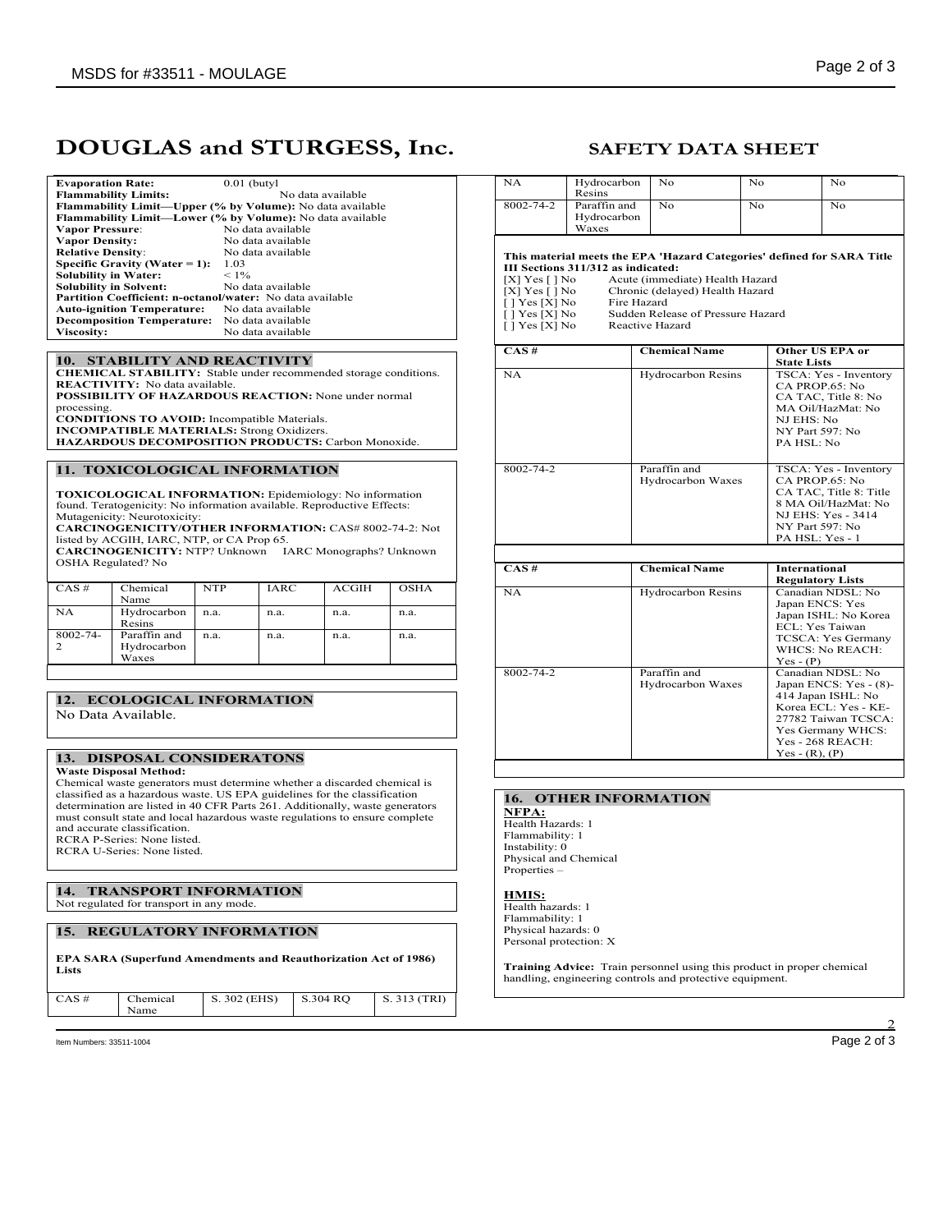# DOUGLAS and STURGESS, Inc.

## SAFETY DATA SHEET

**Evaporation Rate:** 0.01 (butyl
**Flammability Limits:** No data available
**Flammability Limit—Upper (% by Volume):** No data available
**Flammability Limit—Lower (% by Volume):** No data available
**Vapor Pressure**: No data available
**Vapor Density:** No data available
**Relative Density**: No data available
**Specific Gravity (Water = 1):** 1.03
**Solubility in Water:** < 1%
**Solubility in Solvent:** No data available
**Partition Coefficient: n-octanol/water:** No data available
**Auto-ignition Temperature:** No data available
**Decomposition Temperature:** No data available
**Viscosity:** No data available

## 10. STABILITY AND REACTIVITY

**CHEMICAL STABILITY:** Stable under recommended storage conditions.
**REACTIVITY:** No data available.
**POSSIBILITY OF HAZARDOUS REACTION:** None under normal processing.
**CONDITIONS TO AVOID:** Incompatible Materials.
**INCOMPATIBLE MATERIALS:** Strong Oxidizers.
**HAZARDOUS DECOMPOSITION PRODUCTS:** Carbon Monoxide.

## 11. TOXICOLOGICAL INFORMATION

**TOXICOLOGICAL INFORMATION:** Epidemiology: No information found. Teratogenicity: No information available. Reproductive Effects: Mutagenicity: Neurotoxicity:
**CARCINOGENICITY/OTHER INFORMATION:** CAS# 8002-74-2: Not listed by ACGIH, IARC, NTP, or CA Prop 65.
**CARCINOGENICITY:** NTP? Unknown IARC Monographs? Unknown OSHA Regulated? No

| CAS # | Chemical Name | NTP | IARC | ACGIH | OSHA |
|---|---|---|---|---|---|
| NA | Hydrocarbon Resins | n.a. | n.a. | n.a. | n.a. |
| 8002-74-2 | Paraffin and Hydrocarbon Waxes | n.a. | n.a. | n.a. | n.a. |

## 12. ECOLOGICAL INFORMATION

No Data Available.

## 13. DISPOSAL CONSIDERATONS

**Waste Disposal Method:**
Chemical waste generators must determine whether a discarded chemical is classified as a hazardous waste. US EPA guidelines for the classification determination are listed in 40 CFR Parts 261. Additionally, waste generators must consult state and local hazardous waste regulations to ensure complete and accurate classification.
RCRA P-Series: None listed.
RCRA U-Series: None listed.

## 14. TRANSPORT INFORMATION

Not regulated for transport in any mode.

## 15. REGULATORY INFORMATION

**EPA SARA (Superfund Amendments and Reauthorization Act of 1986) Lists**

| CAS # | Chemical Name | S. 302 (EHS) | S.304 RQ | S. 313 (TRI) |
|---|---|---|---|---|
| NA | Hydrocarbon Resins | No | No | No |
| 8002-74-2 | Paraffin and Hydrocarbon Waxes | No | No | No |

**This material meets the EPA 'Hazard Categories' defined for SARA Title III Sections 311/312 as indicated:**
[X] Yes [ ] No Acute (immediate) Health Hazard
[X] Yes [ ] No Chronic (delayed) Health Hazard
[ ] Yes [X] No Fire Hazard
[ ] Yes [X] No Sudden Release of Pressure Hazard
[ ] Yes [X] No Reactive Hazard

| CAS # | Chemical Name | Other US EPA or State Lists |
|---|---|---|
| NA | Hydrocarbon Resins | TSCA: Yes - Inventory CA PROP.65: No CA TAC, Title 8: No MA Oil/HazMat: No NJ EHS: No NY Part 597: No PA HSL: No |
| 8002-74-2 | Paraffin and Hydrocarbon Waxes | TSCA: Yes - Inventory CA PROP.65: No CA TAC, Title 8: Title 8 MA Oil/HazMat: No NJ EHS: Yes - 3414 NY Part 597: No PA HSL: Yes - 1 |

| CAS # | Chemical Name | International Regulatory Lists |
|---|---|---|
| NA | Hydrocarbon Resins | Canadian NDSL: No Japan ENCS: Yes Japan ISHL: No Korea ECL: Yes Taiwan TCSCA: Yes Germany WHCS: No REACH: Yes - (P) |
| 8002-74-2 | Paraffin and Hydrocarbon Waxes | Canadian NDSL: No Japan ENCS: Yes - (8)-414 Japan ISHL: No Korea ECL: Yes - KE-27782 Taiwan TCSCA: Yes Germany WHCS: Yes - 268 REACH: Yes - (R), (P) |

## 16. OTHER INFORMATION

**NFPA:**
Health Hazards: 1
Flammability: 1
Instability: 0
Physical and Chemical Properties –

**HMIS:**
Health hazards: 1
Flammability: 1
Physical hazards: 0
Personal protection: X

**Training Advice:** Train personnel using this product in proper chemical handling, engineering controls and protective equipment.

Item Numbers: 33511-1004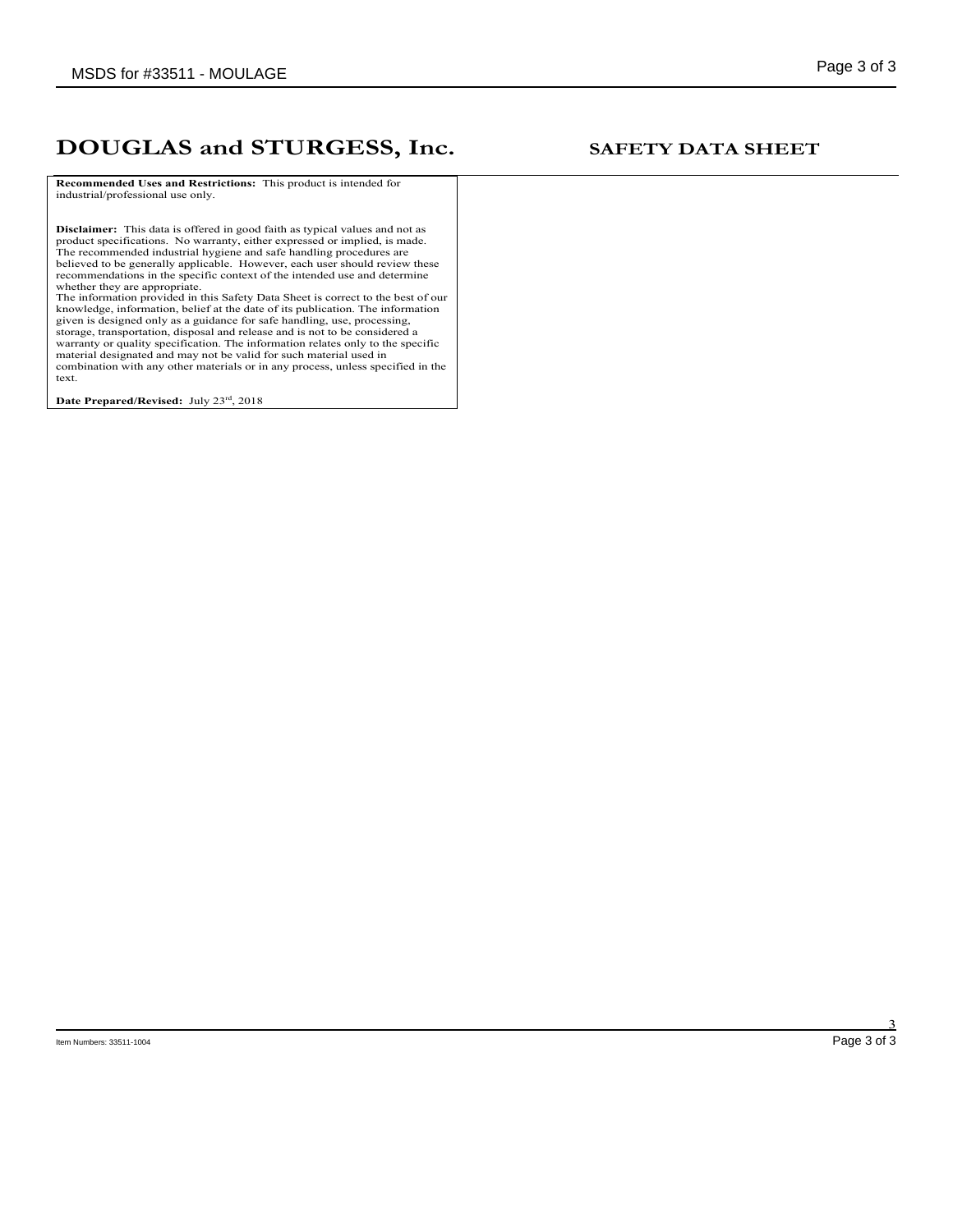# DOUGLAS and STURGESS, Inc.

## SAFETY DATA SHEET

**Recommended Uses and Restrictions:** This product is intended for industrial/professional use only.

**Disclaimer:** This data is offered in good faith as typical values and not as product specifications. No warranty, either expressed or implied, is made. The recommended industrial hygiene and safe handling procedures are believed to be generally applicable. However, each user should review these recommendations in the specific context of the intended use and determine whether they are appropriate.
The information provided in this Safety Data Sheet is correct to the best of our knowledge, information, belief at the date of its publication. The information given is designed only as a guidance for safe handling, use, processing, storage, transportation, disposal and release and is not to be considered a warranty or quality specification. The information relates only to the specific material designated and may not be valid for such material used in combination with any other materials or in any process, unless specified in the text.

**Date Prepared/Revised:** July 23rd, 2018

Item Numbers: 33511-1004